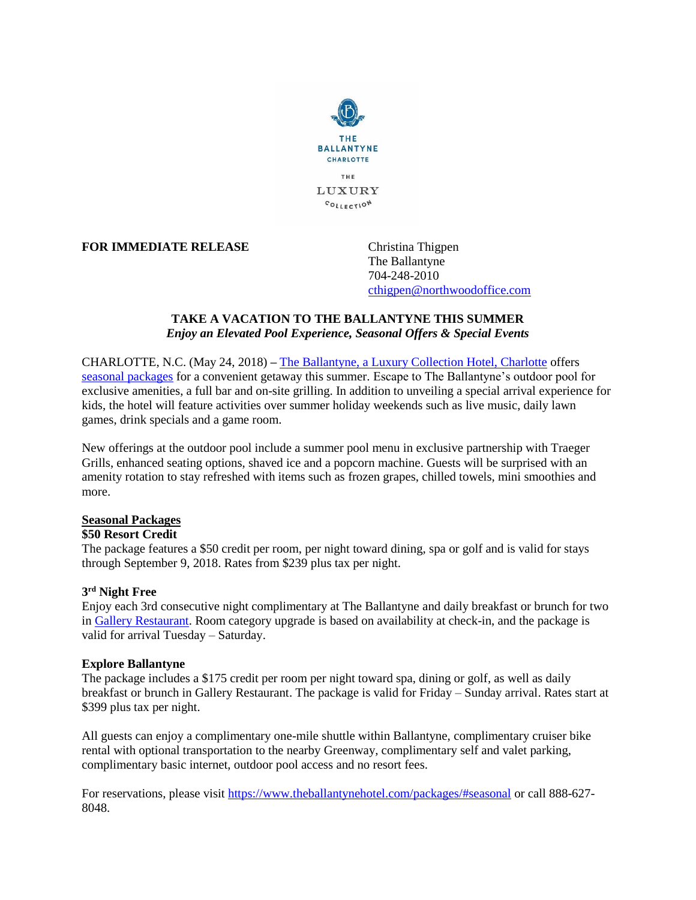THE BALLANTYNE CHARLOTTE

THE LUXURY COLLECTION

**FOR IMMEDIATE RELEASE**

Christina Thigpen
The Ballantyne
704-248-2010
cthigpen@northwoodoffice.com

# TAKE A VACATION TO THE BALLANTYNE THIS SUMMER

***Enjoy an Elevated Pool Experience, Seasonal Offers & Special Events***

CHARLOTTE, N.C. (May 24, 2018) **–** The Ballantyne, a Luxury Collection Hotel, Charlotte offers seasonal packages for a convenient getaway this summer. Escape to The Ballantyne's outdoor pool for exclusive amenities, a full bar and on-site grilling. In addition to unveiling a special arrival experience for kids, the hotel will feature activities over summer holiday weekends such as live music, daily lawn games, drink specials and a game room.

New offerings at the outdoor pool include a summer pool menu in exclusive partnership with Traeger Grills, enhanced seating options, shaved ice and a popcorn machine. Guests will be surprised with an amenity rotation to stay refreshed with items such as frozen grapes, chilled towels, mini smoothies and more.

## Seasonal Packages

### $50 Resort Credit

The package features a $50 credit per room, per night toward dining, spa or golf and is valid for stays through September 9, 2018. Rates from $239 plus tax per night.

### 3rd Night Free

Enjoy each 3rd consecutive night complimentary at The Ballantyne and daily breakfast or brunch for two in Gallery Restaurant. Room category upgrade is based on availability at check-in, and the package is valid for arrival Tuesday – Saturday.

### Explore Ballantyne

The package includes a $175 credit per room per night toward spa, dining or golf, as well as daily breakfast or brunch in Gallery Restaurant. The package is valid for Friday – Sunday arrival. Rates start at $399 plus tax per night.

All guests can enjoy a complimentary one-mile shuttle within Ballantyne, complimentary cruiser bike rental with optional transportation to the nearby Greenway, complimentary self and valet parking, complimentary basic internet, outdoor pool access and no resort fees.

For reservations, please visit https://www.theballantynehotel.com/packages/#seasonal or call 888-627-8048.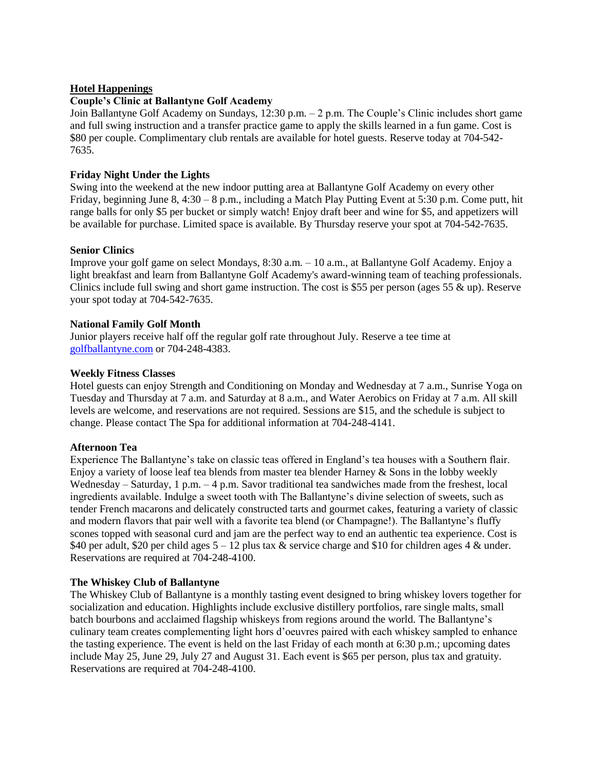## Hotel Happenings

### Couple's Clinic at Ballantyne Golf Academy

Join Ballantyne Golf Academy on Sundays, 12:30 p.m. – 2 p.m. The Couple's Clinic includes short game and full swing instruction and a transfer practice game to apply the skills learned in a fun game. Cost is $80 per couple. Complimentary club rentals are available for hotel guests. Reserve today at 704-542-7635.

### Friday Night Under the Lights

Swing into the weekend at the new indoor putting area at Ballantyne Golf Academy on every other Friday, beginning June 8, 4:30 – 8 p.m., including a Match Play Putting Event at 5:30 p.m. Come putt, hit range balls for only $5 per bucket or simply watch! Enjoy draft beer and wine for $5, and appetizers will be available for purchase. Limited space is available. By Thursday reserve your spot at 704-542-7635.

### Senior Clinics

Improve your golf game on select Mondays, 8:30 a.m. – 10 a.m., at Ballantyne Golf Academy. Enjoy a light breakfast and learn from Ballantyne Golf Academy's award-winning team of teaching professionals. Clinics include full swing and short game instruction. The cost is $55 per person (ages 55 & up). Reserve your spot today at 704-542-7635.

### National Family Golf Month

Junior players receive half off the regular golf rate throughout July. Reserve a tee time at golfballantyne.com or 704-248-4383.

### Weekly Fitness Classes

Hotel guests can enjoy Strength and Conditioning on Monday and Wednesday at 7 a.m., Sunrise Yoga on Tuesday and Thursday at 7 a.m. and Saturday at 8 a.m., and Water Aerobics on Friday at 7 a.m. All skill levels are welcome, and reservations are not required. Sessions are $15, and the schedule is subject to change. Please contact The Spa for additional information at 704-248-4141.

### Afternoon Tea

Experience The Ballantyne's take on classic teas offered in England's tea houses with a Southern flair. Enjoy a variety of loose leaf tea blends from master tea blender Harney & Sons in the lobby weekly Wednesday – Saturday, 1 p.m. – 4 p.m. Savor traditional tea sandwiches made from the freshest, local ingredients available. Indulge a sweet tooth with The Ballantyne's divine selection of sweets, such as tender French macarons and delicately constructed tarts and gourmet cakes, featuring a variety of classic and modern flavors that pair well with a favorite tea blend (or Champagne!). The Ballantyne's fluffy scones topped with seasonal curd and jam are the perfect way to end an authentic tea experience. Cost is $40 per adult, $20 per child ages 5 – 12 plus tax & service charge and $10 for children ages 4 & under. Reservations are required at 704-248-4100.

### The Whiskey Club of Ballantyne

The Whiskey Club of Ballantyne is a monthly tasting event designed to bring whiskey lovers together for socialization and education. Highlights include exclusive distillery portfolios, rare single malts, small batch bourbons and acclaimed flagship whiskeys from regions around the world. The Ballantyne's culinary team creates complementing light hors d'oeuvres paired with each whiskey sampled to enhance the tasting experience. The event is held on the last Friday of each month at 6:30 p.m.; upcoming dates include May 25, June 29, July 27 and August 31. Each event is $65 per person, plus tax and gratuity. Reservations are required at 704-248-4100.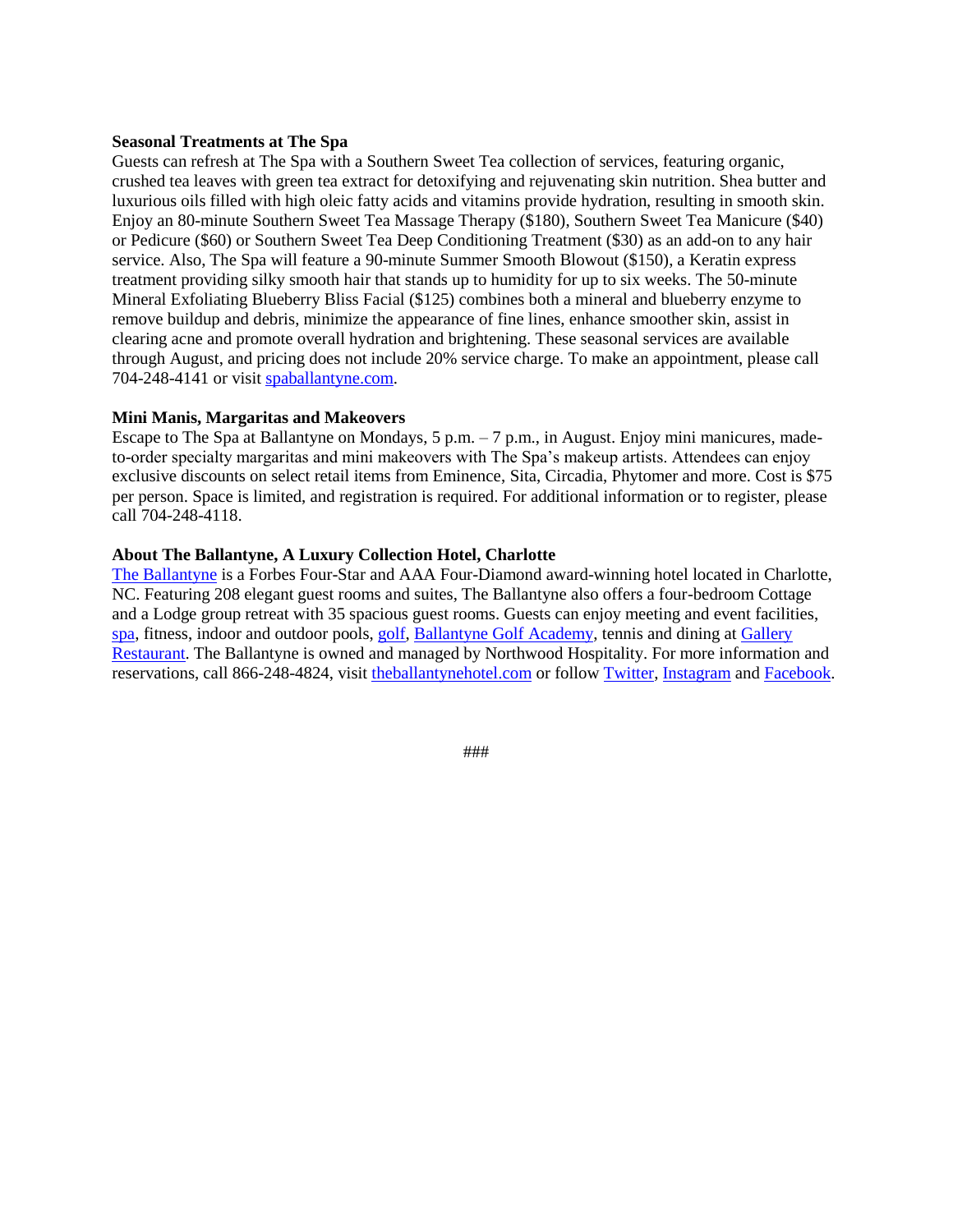**Seasonal Treatments at The Spa**

Guests can refresh at The Spa with a Southern Sweet Tea collection of services, featuring organic, crushed tea leaves with green tea extract for detoxifying and rejuvenating skin nutrition. Shea butter and luxurious oils filled with high oleic fatty acids and vitamins provide hydration, resulting in smooth skin. Enjoy an 80-minute Southern Sweet Tea Massage Therapy ($180), Southern Sweet Tea Manicure ($40) or Pedicure ($60) or Southern Sweet Tea Deep Conditioning Treatment ($30) as an add-on to any hair service. Also, The Spa will feature a 90-minute Summer Smooth Blowout ($150), a Keratin express treatment providing silky smooth hair that stands up to humidity for up to six weeks. The 50-minute Mineral Exfoliating Blueberry Bliss Facial ($125) combines both a mineral and blueberry enzyme to remove buildup and debris, minimize the appearance of fine lines, enhance smoother skin, assist in clearing acne and promote overall hydration and brightening. These seasonal services are available through August, and pricing does not include 20% service charge. To make an appointment, please call 704-248-4141 or visit [spaballantyne.com](spaballantyne.com).

**Mini Manis, Margaritas and Makeovers**

Escape to The Spa at Ballantyne on Mondays, 5 p.m. – 7 p.m., in August. Enjoy mini manicures, made-to-order specialty margaritas and mini makeovers with The Spa's makeup artists. Attendees can enjoy exclusive discounts on select retail items from Eminence, Sita, Circadia, Phytomer and more. Cost is $75 per person. Space is limited, and registration is required. For additional information or to register, please call 704-248-4118.

**About The Ballantyne, A Luxury Collection Hotel, Charlotte**

The Ballantyne is a Forbes Four-Star and AAA Four-Diamond award-winning hotel located in Charlotte, NC. Featuring 208 elegant guest rooms and suites, The Ballantyne also offers a four-bedroom Cottage and a Lodge group retreat with 35 spacious guest rooms. Guests can enjoy meeting and event facilities, spa, fitness, indoor and outdoor pools, golf, Ballantyne Golf Academy, tennis and dining at Gallery Restaurant. The Ballantyne is owned and managed by Northwood Hospitality. For more information and reservations, call 866-248-4824, visit [theballantynehotel.com](theballantynehotel.com) or follow Twitter, Instagram and Facebook.

###